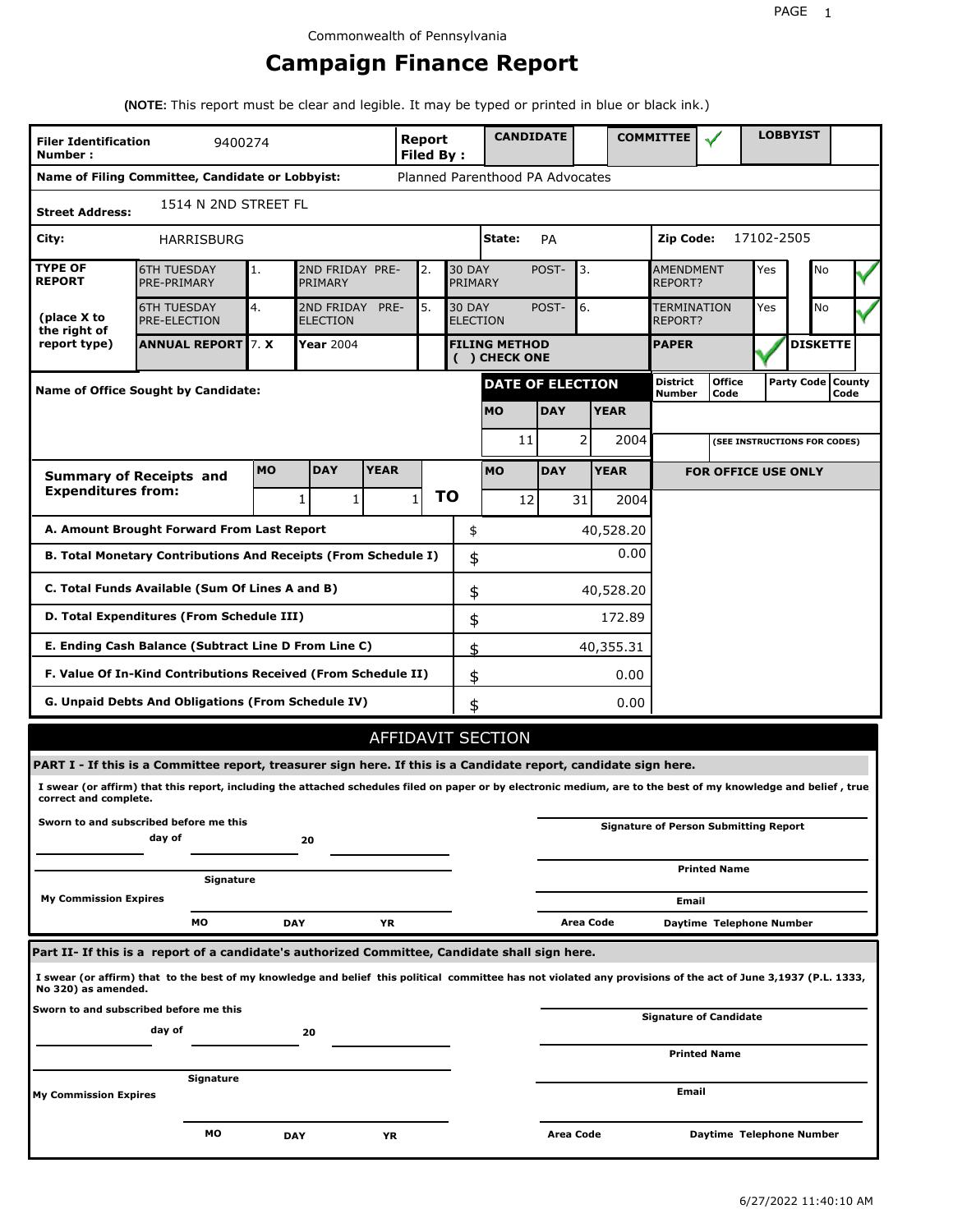Commonwealth of Pennsylvania

# Campaign Finance Report

**(NOTE:** This report must be clear and legible. It may be typed or printed in blue or black ink.)

| **Filer Identification Number :** | 9400274 | **Report Filed By :** | **CANDIDATE** | | **COMMITTEE** | ✓ | **LOBBYIST** | |
|---|---|---|---|---|---|---|---|---|

**Name of Filing Committee, Candidate or Lobbyist:** Planned Parenthood PA Advocates

**Street Address:** 1514 N 2ND STREET FL

**City:** HARRISBURG **State:** PA **Zip Code:** 17102-2505

| **TYPE OF REPORT** (place X to the right of report type) | | | | | | | | | |
|---|---|---|---|---|---|---|---|---|---|
| 6TH TUESDAY PRE-PRIMARY | 1. | 2ND FRIDAY PRE-PRIMARY | 2. | 30 DAY POST-PRIMARY | 3. | AMENDMENT REPORT? | Yes | No | ✓ |
| 6TH TUESDAY PRE-ELECTION | 4. | 2ND FRIDAY PRE-ELECTION | 5. | 30 DAY POST-ELECTION | 6. | TERMINATION REPORT? | Yes | No | ✓ |
| ANNUAL REPORT | 7. X | Year 2004 | | FILING METHOD ( ) CHECK ONE | | PAPER | ✓ | DISKETTE | |

**Name of Office Sought by Candidate:**

| DATE OF ELECTION | | |
|---|---|---|
| MO | DAY | YEAR |
| 11 | 2 | 2004 |

| District Number | Office Code | Party Code | County Code |
|---|---|---|---|
| | | | |

(SEE INSTRUCTIONS FOR CODES)

| **Summary of Receipts and Expenditures from:** | MO | DAY | YEAR | TO | MO | DAY | YEAR |
|---|---|---|---|---|---|---|---|
| | 1 | 1 | 1 | | 12 | 31 | 2004 |

**FOR OFFICE USE ONLY**

| | | |
|---|---|---|
| **A. Amount Brought Forward From Last Report** | $ | 40,528.20 |
| **B. Total Monetary Contributions And Receipts (From Schedule I)** | $ | 0.00 |
| **C. Total Funds Available (Sum Of Lines A and B)** | $ | 40,528.20 |
| **D. Total Expenditures (From Schedule III)** | $ | 172.89 |
| **E. Ending Cash Balance (Subtract Line D From Line C)** | $ | 40,355.31 |
| **F. Value Of In-Kind Contributions Received (From Schedule II)** | $ | 0.00 |
| **G. Unpaid Debts And Obligations (From Schedule IV)** | $ | 0.00 |

## AFFIDAVIT SECTION

**PART I - If this is a Committee report, treasurer sign here. If this is a Candidate report, candidate sign here.**

**I swear (or affirm) that this report, including the attached schedules filed on paper or by electronic medium, are to the best of my knowledge and belief , true correct and complete.**

**Sworn to and subscribed before me this** ______ **day of** ______ **20** ______

______ **Signature of Person Submitting Report**

______ **Signature**

______ **Printed Name**

**My Commission Expires** ______ **MO** ______ **DAY** ______ **YR**

______ **Email**

**Area Code** ______ **Daytime Telephone Number**

**Part II- If this is a report of a candidate's authorized Committee, Candidate shall sign here.**

**I swear (or affirm) that to the best of my knowledge and belief this political committee has not violated any provisions of the act of June 3,1937 (P.L. 1333, No 320) as amended.**

**Sworn to and subscribed before me this** ______ **day of** ______ **20** ______

______ **Signature of Candidate**

______ **Printed Name**

______ **Signature**

**My Commission Expires** ______ **MO** ______ **DAY** ______ **YR**

______ **Email**

**Area Code** ______ **Daytime Telephone Number**

6/27/2022 11:40:10 AM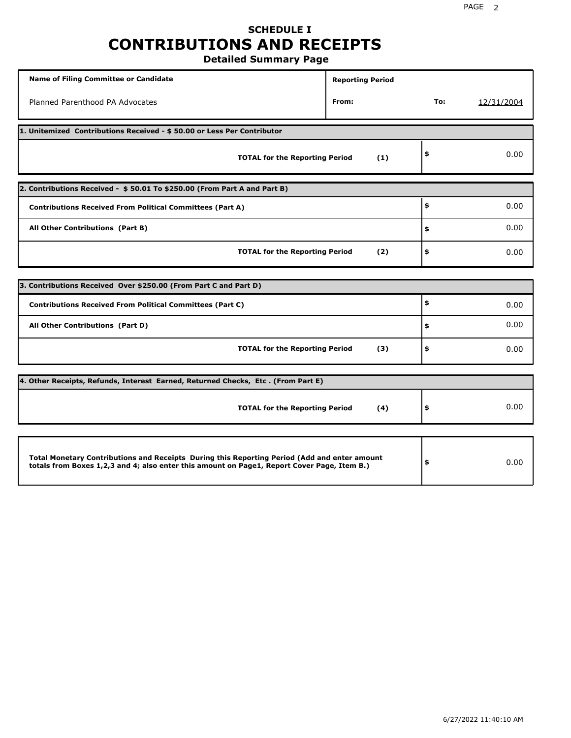# SCHEDULE I
# CONTRIBUTIONS AND RECEIPTS
## Detailed Summary Page

| Name of Filing Committee or Candidate | Reporting Period | | |
|---|---|---|---|
| Planned Parenthood PA Advocates | From: | To: | 12/31/2004 |

**1. Unitemized Contributions Received - $ 50.00 or Less Per Contributor**

| | | |
|---|---|---|
| **TOTAL for the Reporting Period** | **(1)** | $ 0.00 |

**2. Contributions Received - $ 50.01 To $250.00 (From Part A and Part B)**

| | | |
|---|---|---|
| **Contributions Received From Political Committees (Part A)** | | $ 0.00 |
| **All Other Contributions (Part B)** | | $ 0.00 |
| **TOTAL for the Reporting Period** | **(2)** | $ 0.00 |

**3. Contributions Received Over $250.00 (From Part C and Part D)**

| | | |
|---|---|---|
| **Contributions Received From Political Committees (Part C)** | | $ 0.00 |
| **All Other Contributions (Part D)** | | $ 0.00 |
| **TOTAL for the Reporting Period** | **(3)** | $ 0.00 |

**4. Other Receipts, Refunds, Interest Earned, Returned Checks, Etc . (From Part E)**

| | | |
|---|---|---|
| **TOTAL for the Reporting Period** | **(4)** | $ 0.00 |

| | |
|---|---|
| **Total Monetary Contributions and Receipts During this Reporting Period (Add and enter amount totals from Boxes 1,2,3 and 4; also enter this amount on Page1, Report Cover Page, Item B.)** | $ 0.00 |

6/27/2022 11:40:10 AM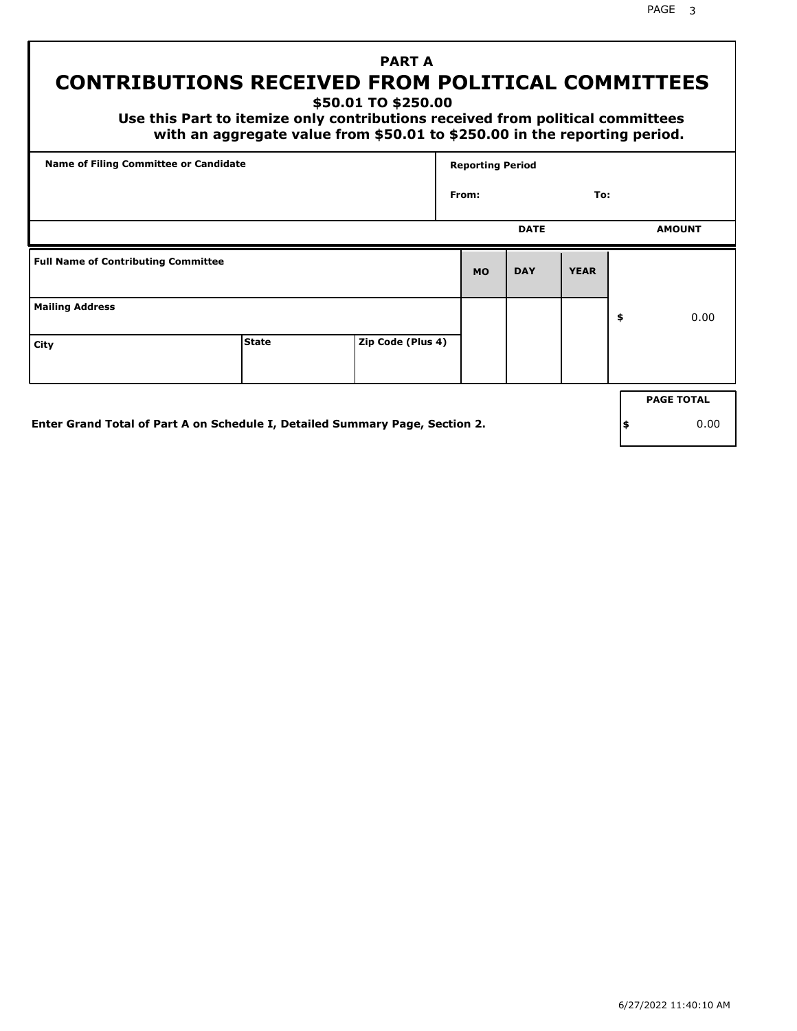## PART A

# CONTRIBUTIONS RECEIVED FROM POLITICAL COMMITTEES

**$50.01 TO $250.00**

**Use this Part to itemize only contributions received from political committees with an aggregate value from $50.01 to $250.00 in the reporting period.**

| Name of Filing Committee or Candidate | Reporting Period |
| --- | --- |
| | From: To: |

| Full Name of Contributing Committee | | | DATE MO | DAY | YEAR | AMOUNT |
| --- | --- | --- | --- | --- | --- | --- |
| Mailing Address | | | | | | $ 0.00 |
| City | State | Zip Code (Plus 4) | | | | |

**Enter Grand Total of Part A on Schedule I, Detailed Summary Page, Section 2.**

| PAGE TOTAL |
| --- |
| $ 0.00 |

6/27/2022 11:40:10 AM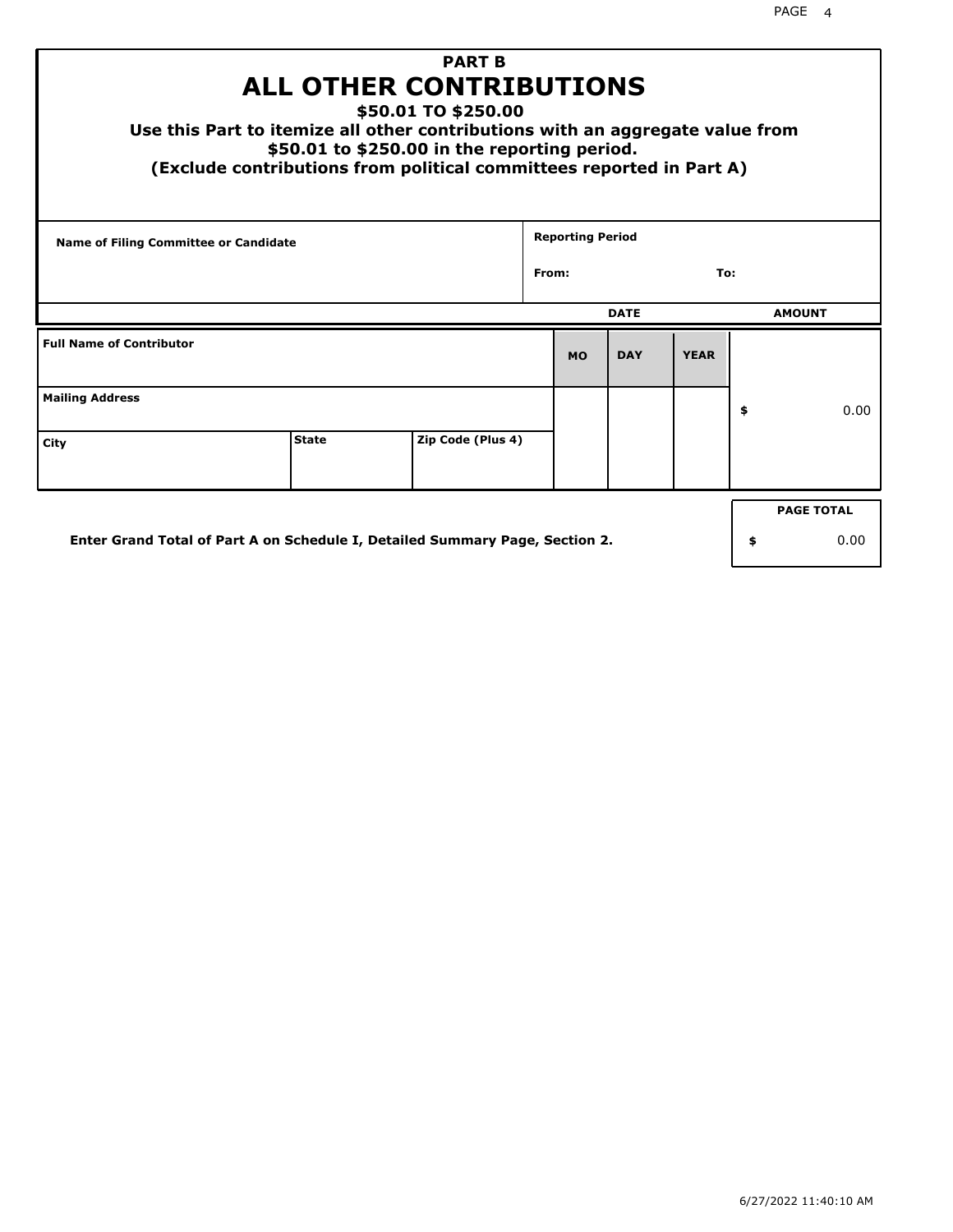# PART B

## ALL OTHER CONTRIBUTIONS

### $50.01 TO $250.00

**Use this Part to itemize all other contributions with an aggregate value from $50.01 to $250.00 in the reporting period.**

**(Exclude contributions from political committees reported in Part A)**

| Name of Filing Committee or Candidate | Reporting Period | |
|---|---|---|
| | From: | To: |

| Full Name of Contributor | | | DATE | | | AMOUNT |
|---|---|---|---|---|---|---|
| | | | MO | DAY | YEAR | |
| Mailing Address | | | | | | $ 0.00 |
| City | State | Zip Code (Plus 4) | | | | |

**Enter Grand Total of Part A on Schedule I, Detailed Summary Page, Section 2.**

| PAGE TOTAL |
|---|
| $ 0.00 |

6/27/2022 11:40:10 AM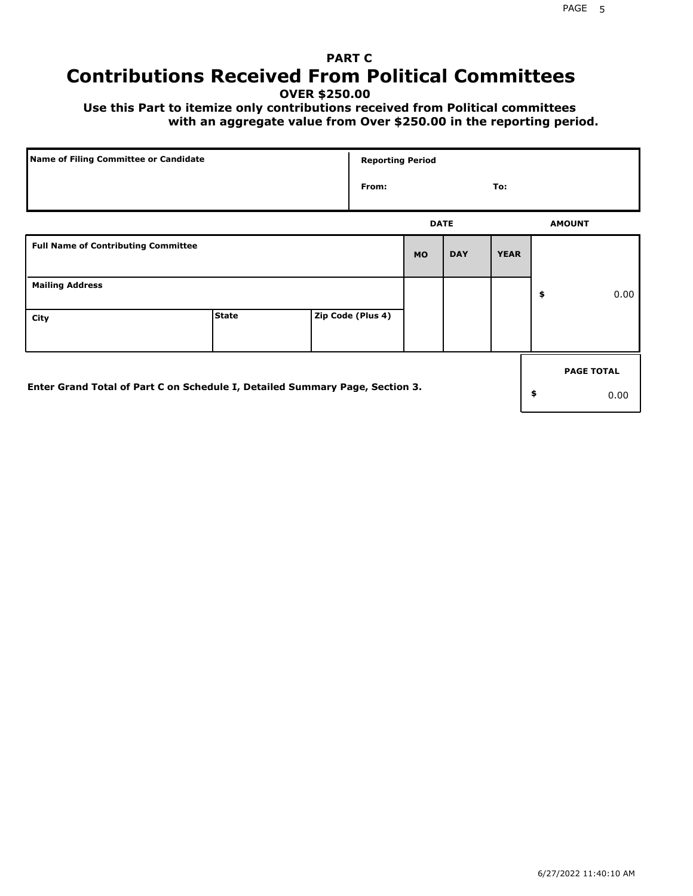# PART C
# Contributions Received From Political Committees

**OVER $250.00**

**Use this Part to itemize only contributions received from Political committees with an aggregate value from Over $250.00 in the reporting period.**

| Name of Filing Committee or Candidate | Reporting Period | |
|---|---|---|
| | From: | To: |

| Full Name of Contributing Committee | | | DATE MO | DAY | YEAR | AMOUNT |
|---|---|---|---|---|---|---|
| Mailing Address | | | | | | $ 0.00 |
| City | State | Zip Code (Plus 4) | | | | |

**Enter Grand Total of Part C on Schedule I, Detailed Summary Page, Section 3.**

| PAGE TOTAL |
|---|
| $ 0.00 |

6/27/2022 11:40:10 AM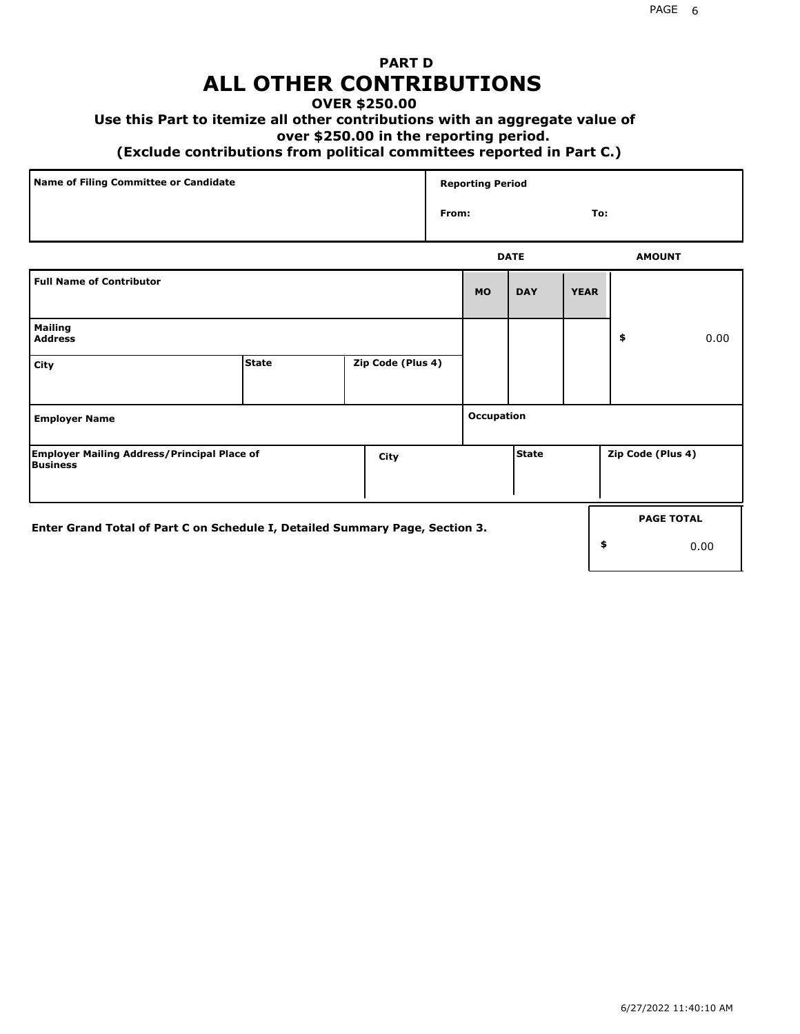## PART D
# ALL OTHER CONTRIBUTIONS
### OVER $250.00
### Use this Part to itemize all other contributions with an aggregate value of over $250.00 in the reporting period.
### (Exclude contributions from political committees reported in Part C.)

| Name of Filing Committee or Candidate | Reporting Period |
|---|---|
| | From: To: |

| Full Name of Contributor | | | DATE MO | DAY | YEAR | AMOUNT |
|---|---|---|---|---|---|---|
| Mailing Address | | | | | | $ 0.00 |
| City | State | Zip Code (Plus 4) | | | | |
| Employer Name | | | Occupation | | | |
| Employer Mailing Address/Principal Place of Business | City | | | State | | Zip Code (Plus 4) |

Enter Grand Total of Part C on Schedule I, Detailed Summary Page, Section 3.

| PAGE TOTAL |
|---|
| $ 0.00 |

6/27/2022 11:40:10 AM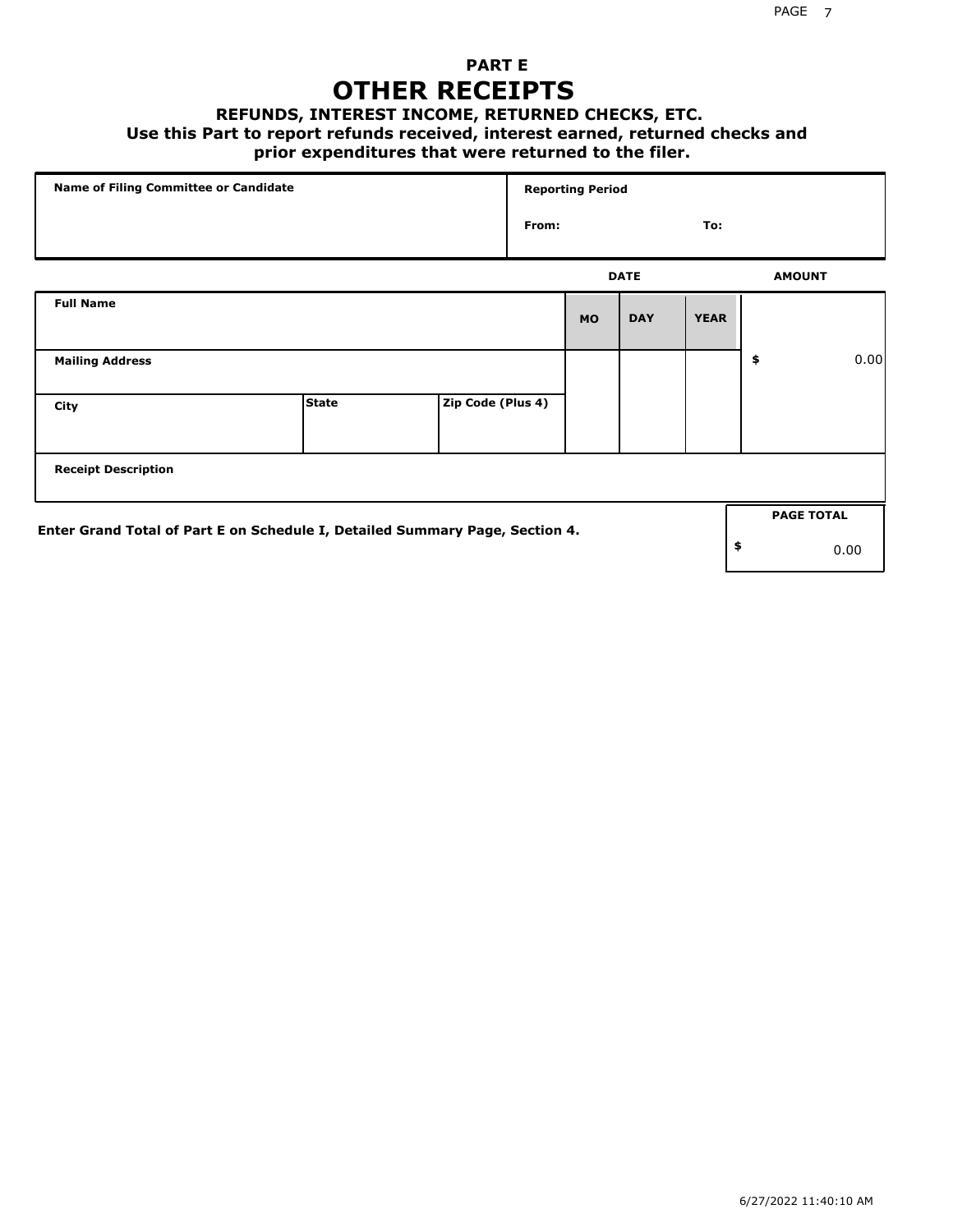# PART E

# OTHER RECEIPTS

### REFUNDS, INTEREST INCOME, RETURNED CHECKS, ETC.

**Use this Part to report refunds received, interest earned, returned checks and prior expenditures that were returned to the filer.**

| Name of Filing Committee or Candidate | Reporting Period |
|---|---|
| | From: To: |

| Full Name | | | DATE | | | AMOUNT |
|---|---|---|---|---|---|---|
| | | | MO | DAY | YEAR | |
| Mailing Address | | | | | | $ 0.00 |
| City | State | Zip Code (Plus 4) | | | | |
| Receipt Description | | | | | | |

**Enter Grand Total of Part E on Schedule I, Detailed Summary Page, Section 4.**

| PAGE TOTAL |
|---|
| $ 0.00 |

6/27/2022 11:40:10 AM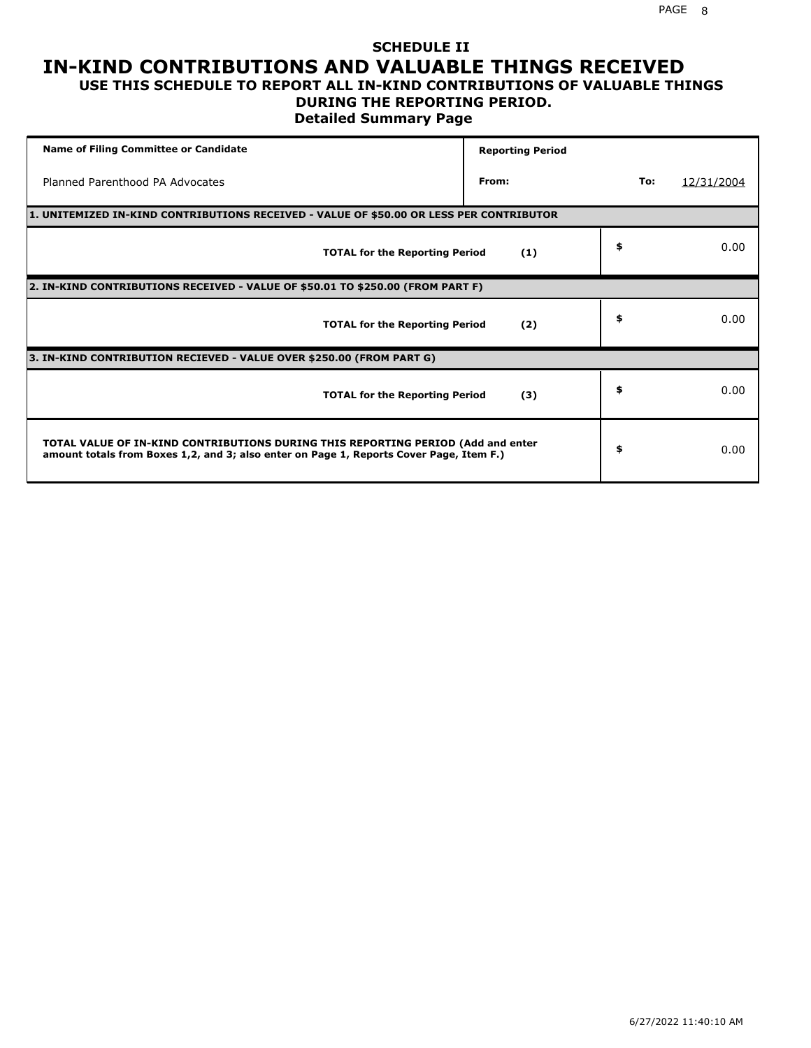# SCHEDULE II

# IN-KIND CONTRIBUTIONS AND VALUABLE THINGS RECEIVED

## USE THIS SCHEDULE TO REPORT ALL IN-KIND CONTRIBUTIONS OF VALUABLE THINGS DURING THE REPORTING PERIOD.

### Detailed Summary Page

| Name of Filing Committee or Candidate | Reporting Period | | |
|---|---|---|---|
| Planned Parenthood PA Advocates | From: | To: | 12/31/2004 |

| | | |
|---|---|---|
| **1. UNITEMIZED IN-KIND CONTRIBUTIONS RECEIVED - VALUE OF $50.00 OR LESS PER CONTRIBUTOR** | | |
| **TOTAL for the Reporting Period** | **(1)** | $ 0.00 |
| **2. IN-KIND CONTRIBUTIONS RECEIVED - VALUE OF $50.01 TO $250.00 (FROM PART F)** | | |
| **TOTAL for the Reporting Period** | **(2)** | $ 0.00 |
| **3. IN-KIND CONTRIBUTION RECIEVED - VALUE OVER $250.00 (FROM PART G)** | | |
| **TOTAL for the Reporting Period** | **(3)** | $ 0.00 |
| **TOTAL VALUE OF IN-KIND CONTRIBUTIONS DURING THIS REPORTING PERIOD (Add and enter amount totals from Boxes 1,2, and 3; also enter on Page 1, Reports Cover Page, Item F.)** | | $ 0.00 |

6/27/2022 11:40:10 AM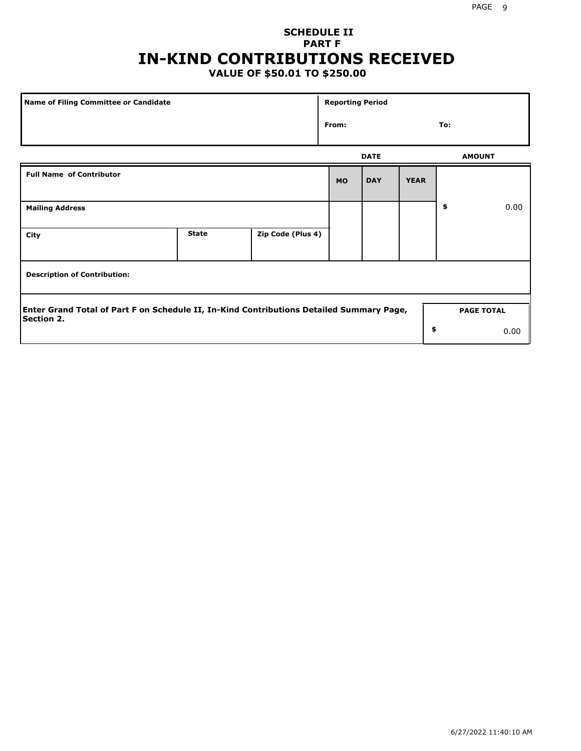# SCHEDULE II
## PART F
# IN-KIND CONTRIBUTIONS RECEIVED
### VALUE OF $50.01 TO $250.00

| Name of Filing Committee or Candidate | Reporting Period | |
|---|---|---|
| | From: | To: |

| Full Name of Contributor | | | DATE | | | AMOUNT |
|---|---|---|---|---|---|---|
| | | | MO | DAY | YEAR | |
| Mailing Address | | | | | | $ 0.00 |
| City | State | Zip Code (Plus 4) | | | | |
| Description of Contribution: | | | | | | |

Enter Grand Total of Part F on Schedule II, In-Kind Contributions Detailed Summary Page, Section 2.

| PAGE TOTAL |
|---|
| $ 0.00 |

6/27/2022 11:40:10 AM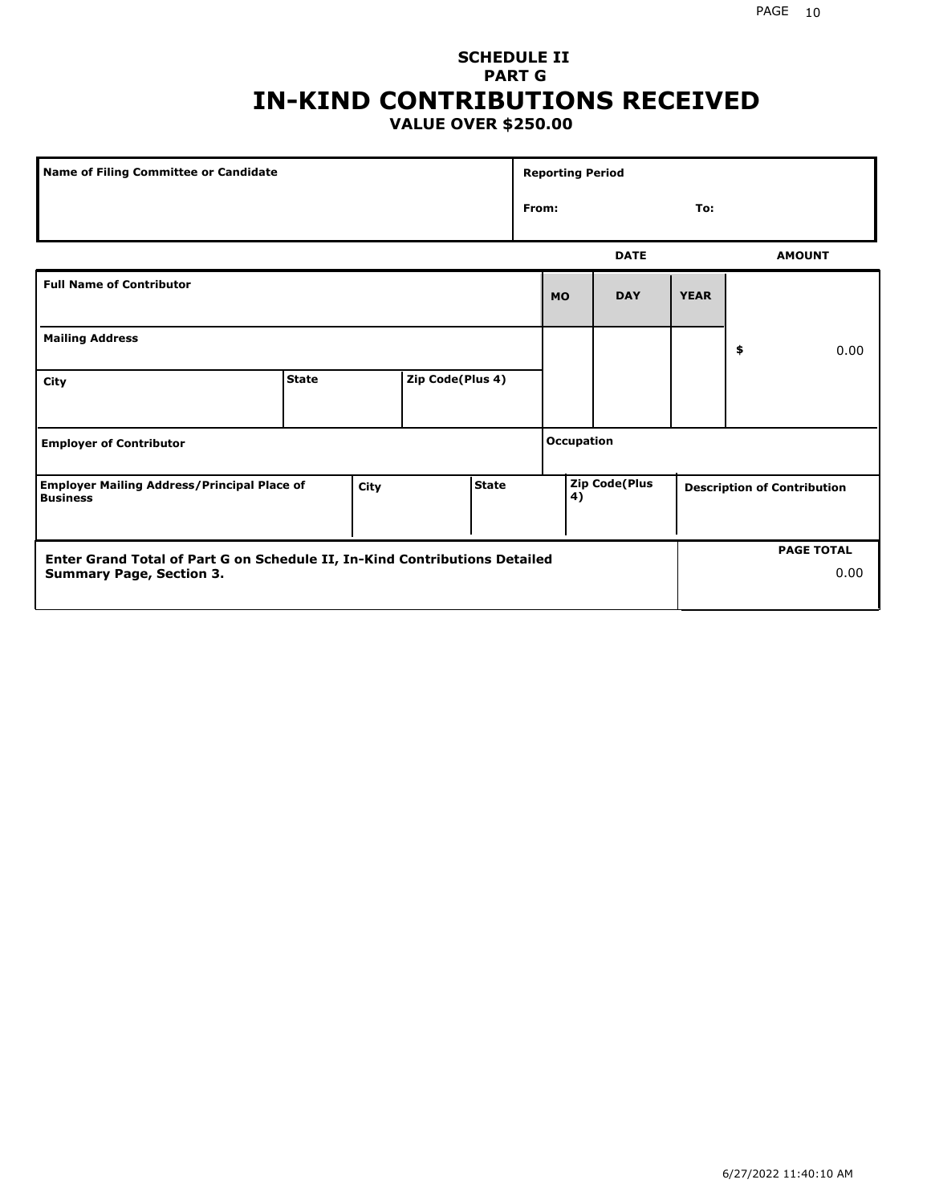# SCHEDULE II
## PART G
# IN-KIND CONTRIBUTIONS RECEIVED
### VALUE OVER $250.00

| Name of Filing Committee or Candidate | Reporting Period |
|---|---|
| | From: To: |

| | | | DATE | | | AMOUNT |
|---|---|---|---|---|---|---|
| **Full Name of Contributor** | | | **MO** | **DAY** | **YEAR** | |
| **Mailing Address** | | | | | | $ 0.00 |
| **City** | **State** | **Zip Code(Plus 4)** | | | | |
| **Employer of Contributor** | | | **Occupation** | | | |
| **Employer Mailing Address/Principal Place of Business** | **City** | **State** | **Zip Code(Plus 4)** | | **Description of Contribution** | |

| Enter Grand Total of Part G on Schedule II, In-Kind Contributions Detailed Summary Page, Section 3. | PAGE TOTAL |
|---|---|
| | 0.00 |

6/27/2022 11:40:10 AM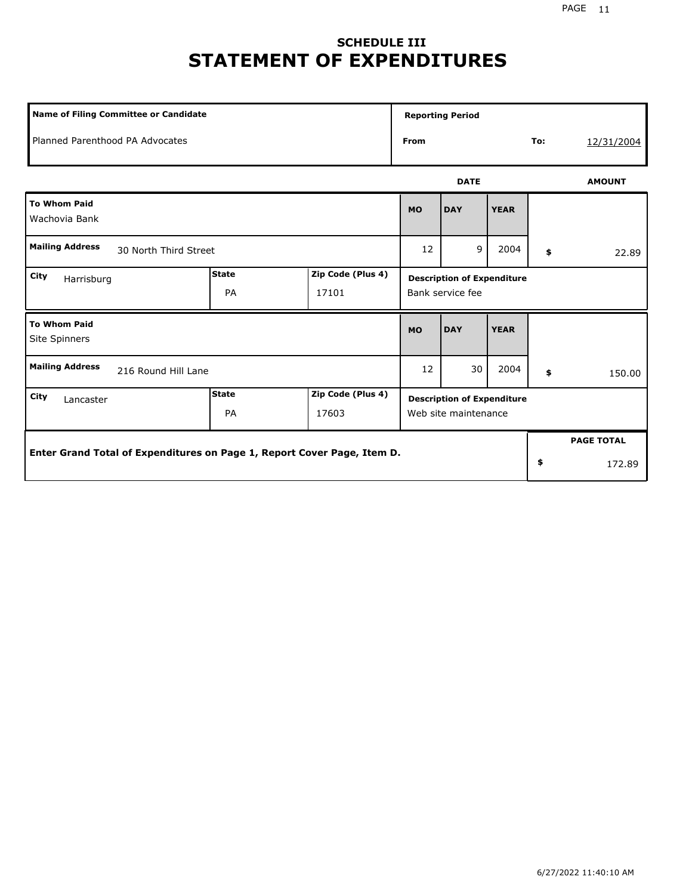## SCHEDULE III

# STATEMENT OF EXPENDITURES

| Name of Filing Committee or Candidate | Reporting Period | |
|---|---|---|
| Planned Parenthood PA Advocates | From | To: 12/31/2004 |

| To Whom Paid | Mailing Address | City | State | Zip Code (Plus 4) | MO | DAY | YEAR | AMOUNT | Description of Expenditure |
|---|---|---|---|---|---|---|---|---|---|
| Wachovia Bank | 30 North Third Street | Harrisburg | PA | 17101 | 12 | 9 | 2004 | $ 22.89 | Bank service fee |
| Site Spinners | 216 Round Hill Lane | Lancaster | PA | 17603 | 12 | 30 | 2004 | $ 150.00 | Web site maintenance |

**Enter Grand Total of Expenditures on Page 1, Report Cover Page, Item D.**

**PAGE TOTAL** $ 172.89

6/27/2022 11:40:10 AM